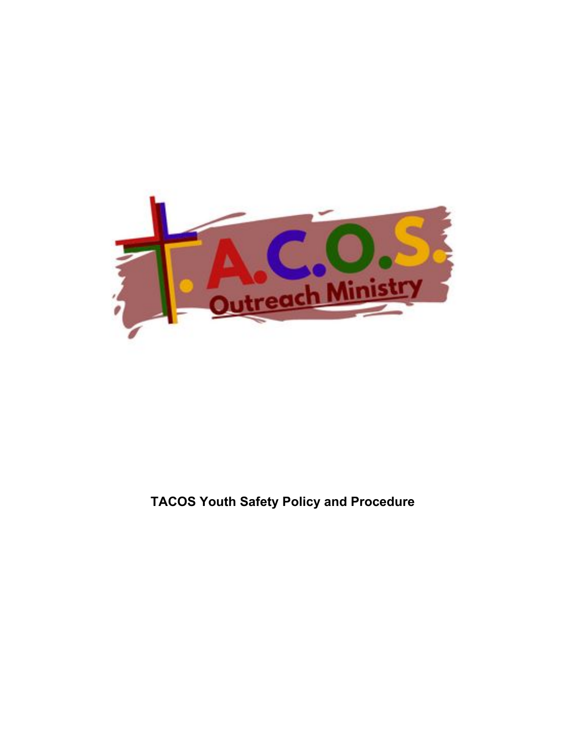T.A.C.O.S. Outreach Ministry

**TACOS Youth Safety Policy and Procedure**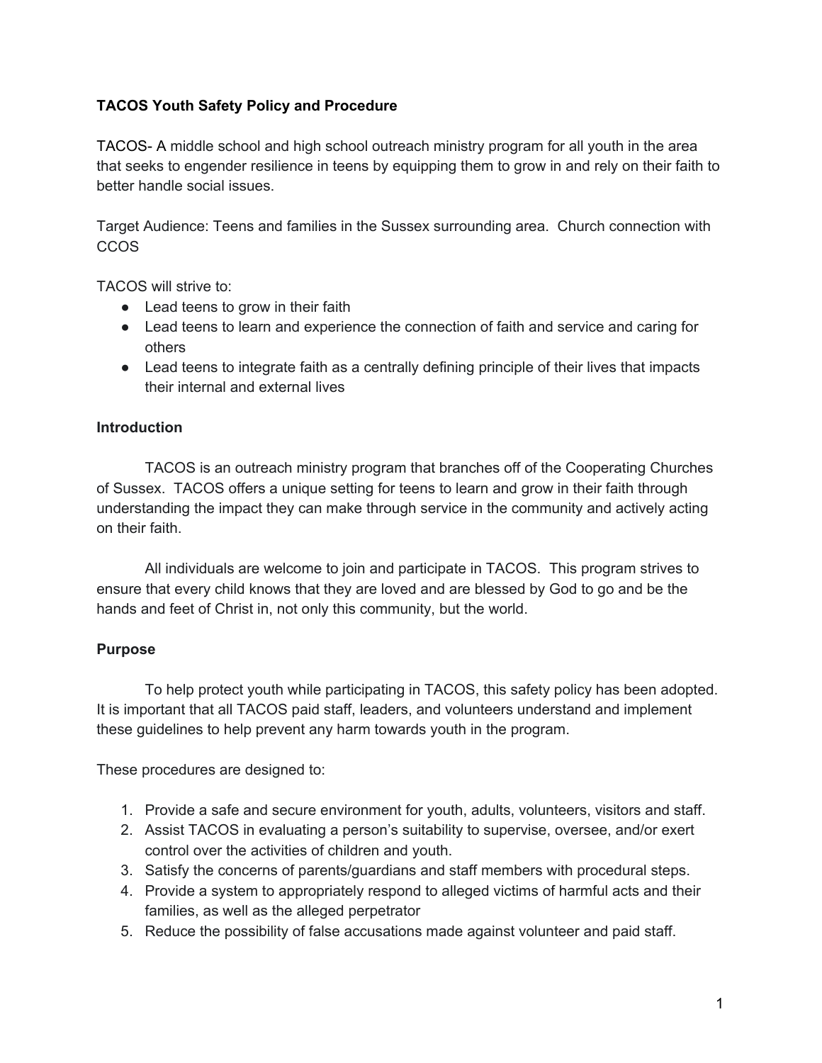**TACOS Youth Safety Policy and Procedure**

TACOS- A middle school and high school outreach ministry program for all youth in the area that seeks to engender resilience in teens by equipping them to grow in and rely on their faith to better handle social issues.

Target Audience: Teens and families in the Sussex surrounding area. Church connection with CCOS

TACOS will strive to:

- Lead teens to grow in their faith
- Lead teens to learn and experience the connection of faith and service and caring for others
- Lead teens to integrate faith as a centrally defining principle of their lives that impacts their internal and external lives

**Introduction**

TACOS is an outreach ministry program that branches off of the Cooperating Churches of Sussex. TACOS offers a unique setting for teens to learn and grow in their faith through understanding the impact they can make through service in the community and actively acting on their faith.

All individuals are welcome to join and participate in TACOS. This program strives to ensure that every child knows that they are loved and are blessed by God to go and be the hands and feet of Christ in, not only this community, but the world.

**Purpose**

To help protect youth while participating in TACOS, this safety policy has been adopted. It is important that all TACOS paid staff, leaders, and volunteers understand and implement these guidelines to help prevent any harm towards youth in the program.

These procedures are designed to:

1. Provide a safe and secure environment for youth, adults, volunteers, visitors and staff.
2. Assist TACOS in evaluating a person's suitability to supervise, oversee, and/or exert control over the activities of children and youth.
3. Satisfy the concerns of parents/guardians and staff members with procedural steps.
4. Provide a system to appropriately respond to alleged victims of harmful acts and their families, as well as the alleged perpetrator
5. Reduce the possibility of false accusations made against volunteer and paid staff.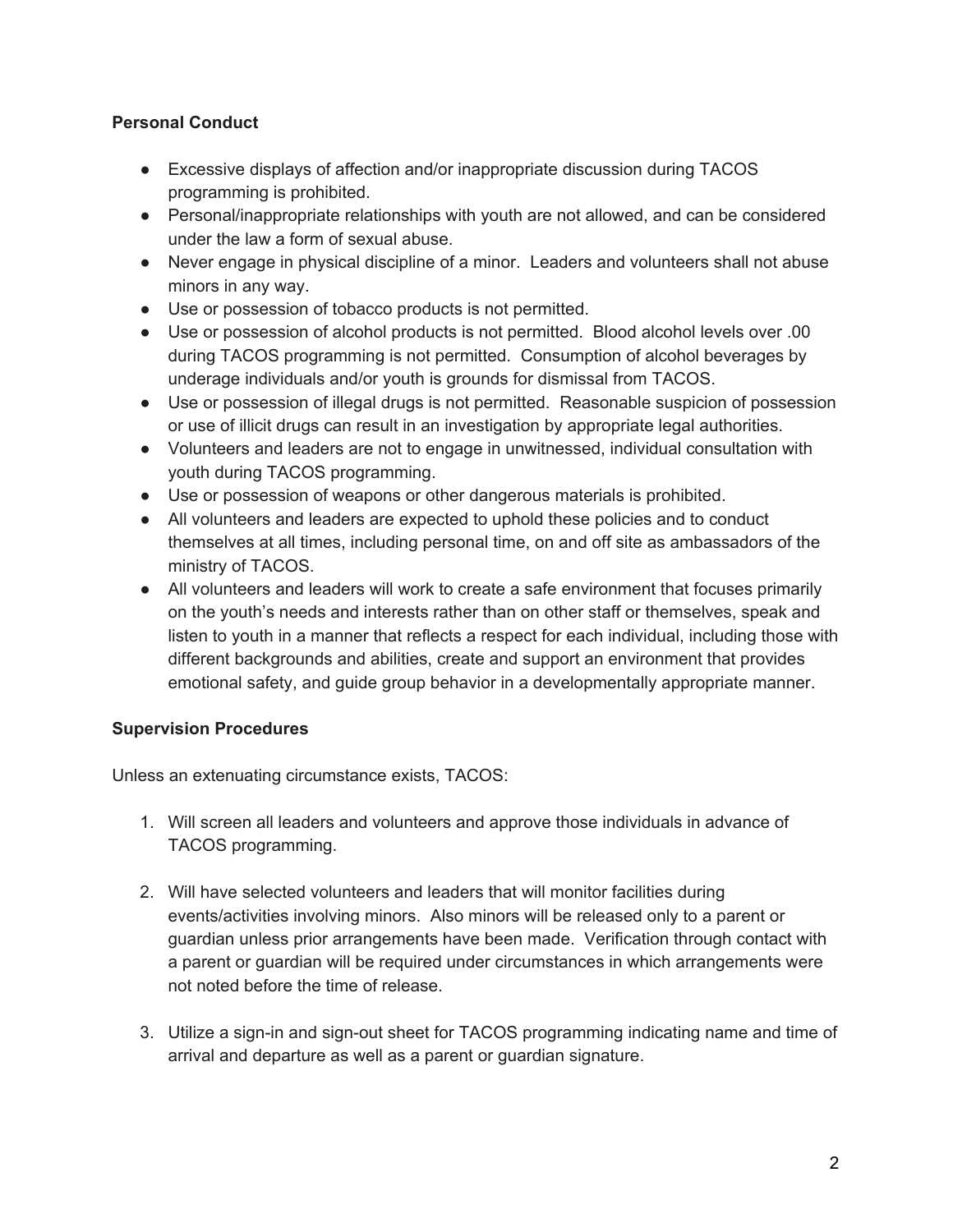**Personal Conduct**

- Excessive displays of affection and/or inappropriate discussion during TACOS programming is prohibited.
- Personal/inappropriate relationships with youth are not allowed, and can be considered under the law a form of sexual abuse.
- Never engage in physical discipline of a minor. Leaders and volunteers shall not abuse minors in any way.
- Use or possession of tobacco products is not permitted.
- Use or possession of alcohol products is not permitted. Blood alcohol levels over .00 during TACOS programming is not permitted. Consumption of alcohol beverages by underage individuals and/or youth is grounds for dismissal from TACOS.
- Use or possession of illegal drugs is not permitted. Reasonable suspicion of possession or use of illicit drugs can result in an investigation by appropriate legal authorities.
- Volunteers and leaders are not to engage in unwitnessed, individual consultation with youth during TACOS programming.
- Use or possession of weapons or other dangerous materials is prohibited.
- All volunteers and leaders are expected to uphold these policies and to conduct themselves at all times, including personal time, on and off site as ambassadors of the ministry of TACOS.
- All volunteers and leaders will work to create a safe environment that focuses primarily on the youth's needs and interests rather than on other staff or themselves, speak and listen to youth in a manner that reflects a respect for each individual, including those with different backgrounds and abilities, create and support an environment that provides emotional safety, and guide group behavior in a developmentally appropriate manner.

**Supervision Procedures**

Unless an extenuating circumstance exists, TACOS:

1. Will screen all leaders and volunteers and approve those individuals in advance of TACOS programming.

2. Will have selected volunteers and leaders that will monitor facilities during events/activities involving minors. Also minors will be released only to a parent or guardian unless prior arrangements have been made. Verification through contact with a parent or guardian will be required under circumstances in which arrangements were not noted before the time of release.

3. Utilize a sign-in and sign-out sheet for TACOS programming indicating name and time of arrival and departure as well as a parent or guardian signature.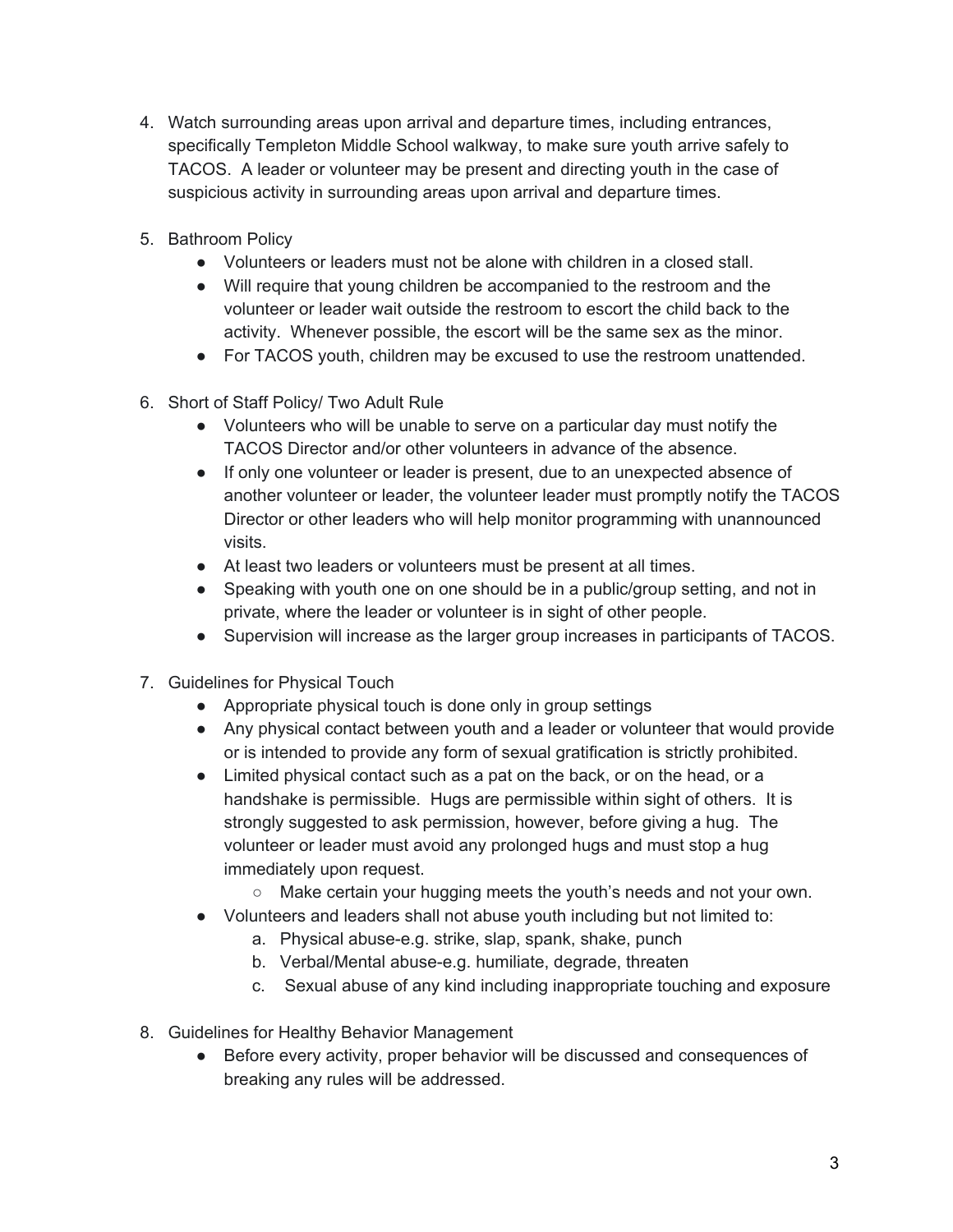4. Watch surrounding areas upon arrival and departure times, including entrances, specifically Templeton Middle School walkway, to make sure youth arrive safely to TACOS. A leader or volunteer may be present and directing youth in the case of suspicious activity in surrounding areas upon arrival and departure times.

5. Bathroom Policy
   - Volunteers or leaders must not be alone with children in a closed stall.
   - Will require that young children be accompanied to the restroom and the volunteer or leader wait outside the restroom to escort the child back to the activity. Whenever possible, the escort will be the same sex as the minor.
   - For TACOS youth, children may be excused to use the restroom unattended.

6. Short of Staff Policy/ Two Adult Rule
   - Volunteers who will be unable to serve on a particular day must notify the TACOS Director and/or other volunteers in advance of the absence.
   - If only one volunteer or leader is present, due to an unexpected absence of another volunteer or leader, the volunteer leader must promptly notify the TACOS Director or other leaders who will help monitor programming with unannounced visits.
   - At least two leaders or volunteers must be present at all times.
   - Speaking with youth one on one should be in a public/group setting, and not in private, where the leader or volunteer is in sight of other people.
   - Supervision will increase as the larger group increases in participants of TACOS.

7. Guidelines for Physical Touch
   - Appropriate physical touch is done only in group settings
   - Any physical contact between youth and a leader or volunteer that would provide or is intended to provide any form of sexual gratification is strictly prohibited.
   - Limited physical contact such as a pat on the back, or on the head, or a handshake is permissible. Hugs are permissible within sight of others. It is strongly suggested to ask permission, however, before giving a hug. The volunteer or leader must avoid any prolonged hugs and must stop a hug immediately upon request.
     - Make certain your hugging meets the youth's needs and not your own.
   - Volunteers and leaders shall not abuse youth including but not limited to:
     a. Physical abuse-e.g. strike, slap, spank, shake, punch
     b. Verbal/Mental abuse-e.g. humiliate, degrade, threaten
     c. Sexual abuse of any kind including inappropriate touching and exposure

8. Guidelines for Healthy Behavior Management
   - Before every activity, proper behavior will be discussed and consequences of breaking any rules will be addressed.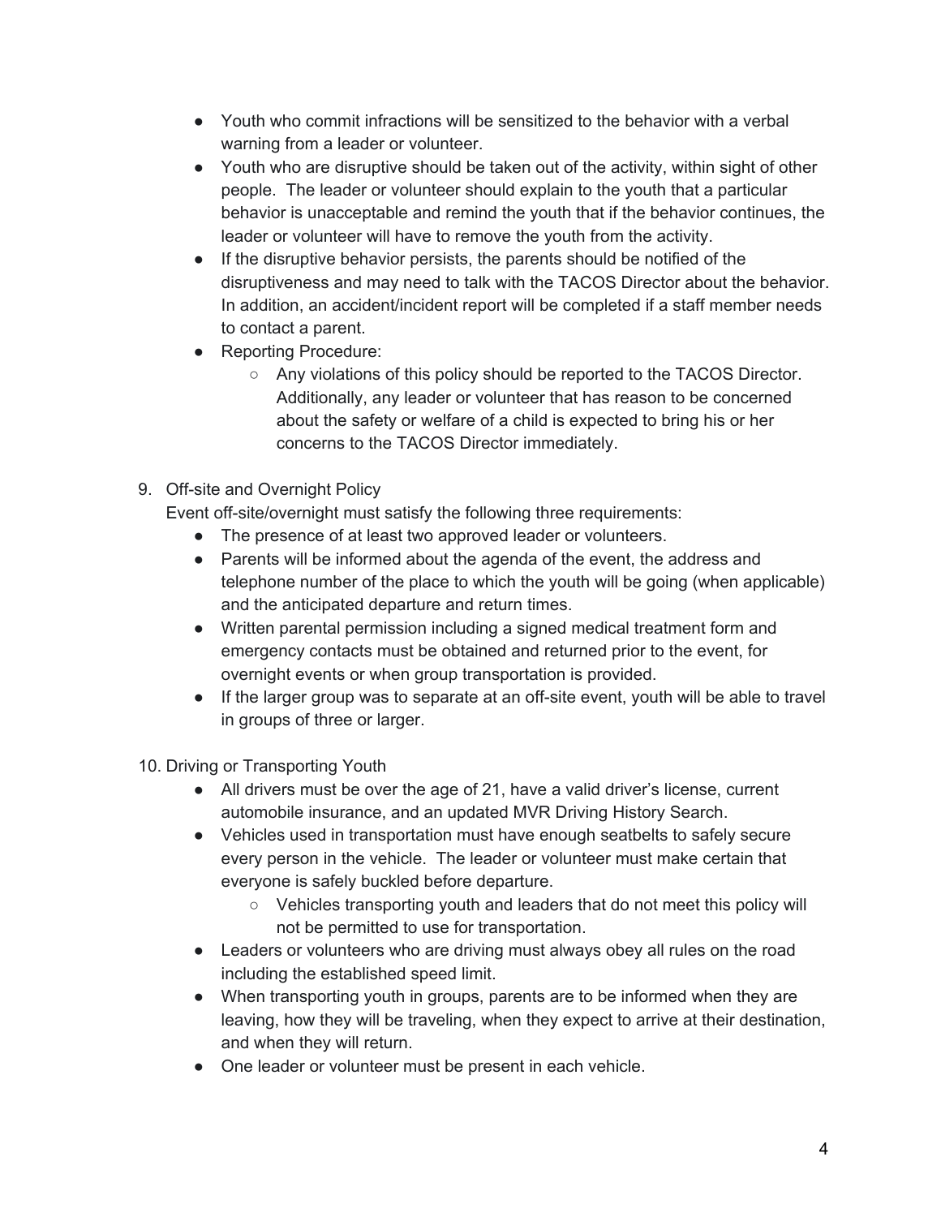- Youth who commit infractions will be sensitized to the behavior with a verbal warning from a leader or volunteer.
- Youth who are disruptive should be taken out of the activity, within sight of other people. The leader or volunteer should explain to the youth that a particular behavior is unacceptable and remind the youth that if the behavior continues, the leader or volunteer will have to remove the youth from the activity.
- If the disruptive behavior persists, the parents should be notified of the disruptiveness and may need to talk with the TACOS Director about the behavior. In addition, an accident/incident report will be completed if a staff member needs to contact a parent.
- Reporting Procedure:
    - Any violations of this policy should be reported to the TACOS Director. Additionally, any leader or volunteer that has reason to be concerned about the safety or welfare of a child is expected to bring his or her concerns to the TACOS Director immediately.

9. Off-site and Overnight Policy

   Event off-site/overnight must satisfy the following three requirements:
    - The presence of at least two approved leader or volunteers.
    - Parents will be informed about the agenda of the event, the address and telephone number of the place to which the youth will be going (when applicable) and the anticipated departure and return times.
    - Written parental permission including a signed medical treatment form and emergency contacts must be obtained and returned prior to the event, for overnight events or when group transportation is provided.
    - If the larger group was to separate at an off-site event, youth will be able to travel in groups of three or larger.

10. Driving or Transporting Youth
    - All drivers must be over the age of 21, have a valid driver's license, current automobile insurance, and an updated MVR Driving History Search.
    - Vehicles used in transportation must have enough seatbelts to safely secure every person in the vehicle. The leader or volunteer must make certain that everyone is safely buckled before departure.
        - Vehicles transporting youth and leaders that do not meet this policy will not be permitted to use for transportation.
    - Leaders or volunteers who are driving must always obey all rules on the road including the established speed limit.
    - When transporting youth in groups, parents are to be informed when they are leaving, how they will be traveling, when they expect to arrive at their destination, and when they will return.
    - One leader or volunteer must be present in each vehicle.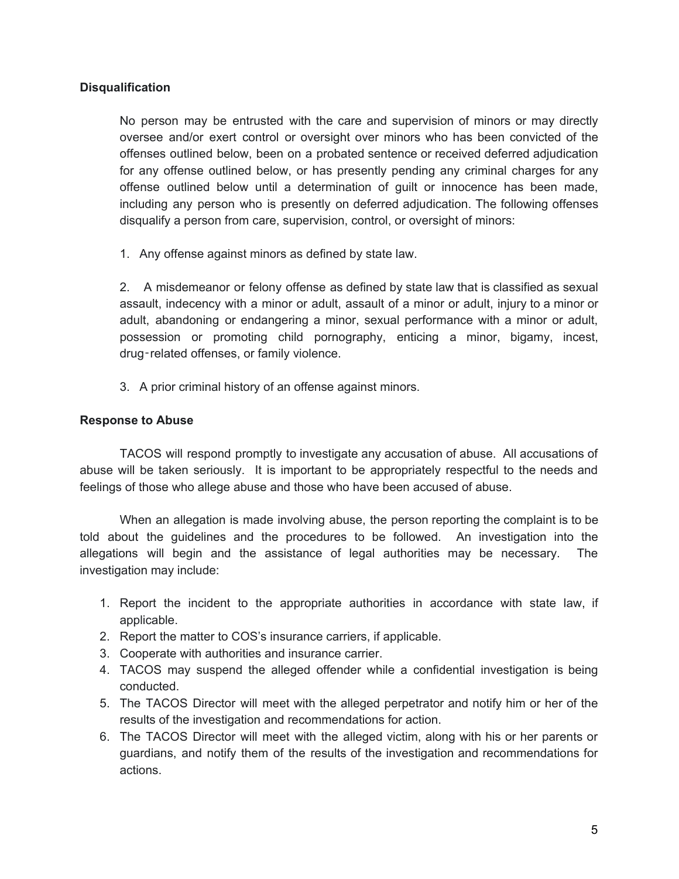**Disqualification**

No person may be entrusted with the care and supervision of minors or may directly oversee and/or exert control or oversight over minors who has been convicted of the offenses outlined below, been on a probated sentence or received deferred adjudication for any offense outlined below, or has presently pending any criminal charges for any offense outlined below until a determination of guilt or innocence has been made, including any person who is presently on deferred adjudication. The following offenses disqualify a person from care, supervision, control, or oversight of minors:

1. Any offense against minors as defined by state law.

2. A misdemeanor or felony offense as defined by state law that is classified as sexual assault, indecency with a minor or adult, assault of a minor or adult, injury to a minor or adult, abandoning or endangering a minor, sexual performance with a minor or adult, possession or promoting child pornography, enticing a minor, bigamy, incest, drug‑related offenses, or family violence.

3. A prior criminal history of an offense against minors.

**Response to Abuse**

TACOS will respond promptly to investigate any accusation of abuse. All accusations of abuse will be taken seriously. It is important to be appropriately respectful to the needs and feelings of those who allege abuse and those who have been accused of abuse.

When an allegation is made involving abuse, the person reporting the complaint is to be told about the guidelines and the procedures to be followed. An investigation into the allegations will begin and the assistance of legal authorities may be necessary. The investigation may include:

1. Report the incident to the appropriate authorities in accordance with state law, if applicable.
2. Report the matter to COS's insurance carriers, if applicable.
3. Cooperate with authorities and insurance carrier.
4. TACOS may suspend the alleged offender while a confidential investigation is being conducted.
5. The TACOS Director will meet with the alleged perpetrator and notify him or her of the results of the investigation and recommendations for action.
6. The TACOS Director will meet with the alleged victim, along with his or her parents or guardians, and notify them of the results of the investigation and recommendations for actions.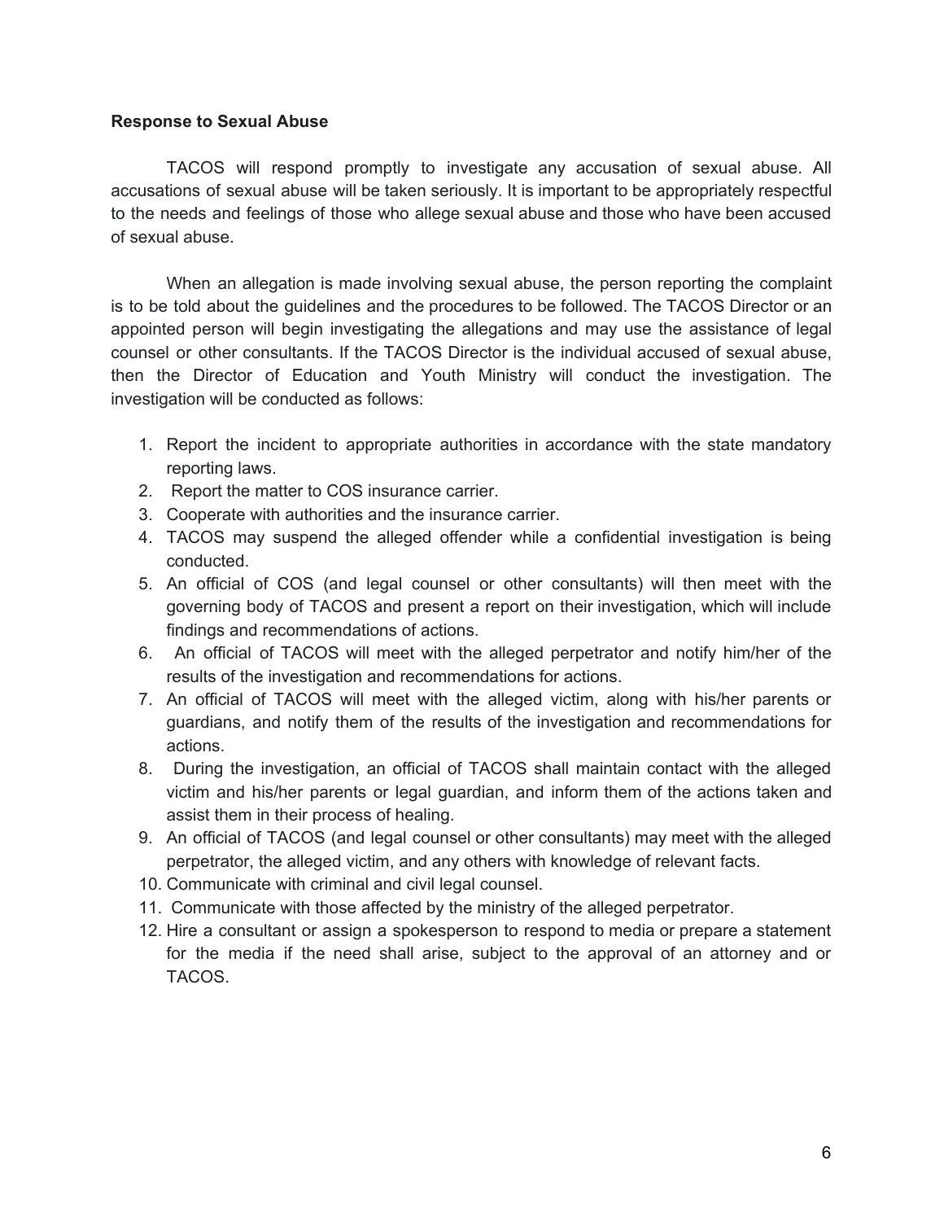**Response to Sexual Abuse**

TACOS will respond promptly to investigate any accusation of sexual abuse. All accusations of sexual abuse will be taken seriously. It is important to be appropriately respectful to the needs and feelings of those who allege sexual abuse and those who have been accused of sexual abuse.

When an allegation is made involving sexual abuse, the person reporting the complaint is to be told about the guidelines and the procedures to be followed. The TACOS Director or an appointed person will begin investigating the allegations and may use the assistance of legal counsel or other consultants. If the TACOS Director is the individual accused of sexual abuse, then the Director of Education and Youth Ministry will conduct the investigation. The investigation will be conducted as follows:

1. Report the incident to appropriate authorities in accordance with the state mandatory reporting laws.
2. Report the matter to COS insurance carrier.
3. Cooperate with authorities and the insurance carrier.
4. TACOS may suspend the alleged offender while a confidential investigation is being conducted.
5. An official of COS (and legal counsel or other consultants) will then meet with the governing body of TACOS and present a report on their investigation, which will include findings and recommendations of actions.
6. An official of TACOS will meet with the alleged perpetrator and notify him/her of the results of the investigation and recommendations for actions.
7. An official of TACOS will meet with the alleged victim, along with his/her parents or guardians, and notify them of the results of the investigation and recommendations for actions.
8. During the investigation, an official of TACOS shall maintain contact with the alleged victim and his/her parents or legal guardian, and inform them of the actions taken and assist them in their process of healing.
9. An official of TACOS (and legal counsel or other consultants) may meet with the alleged perpetrator, the alleged victim, and any others with knowledge of relevant facts.
10. Communicate with criminal and civil legal counsel.
11. Communicate with those affected by the ministry of the alleged perpetrator.
12. Hire a consultant or assign a spokesperson to respond to media or prepare a statement for the media if the need shall arise, subject to the approval of an attorney and or TACOS.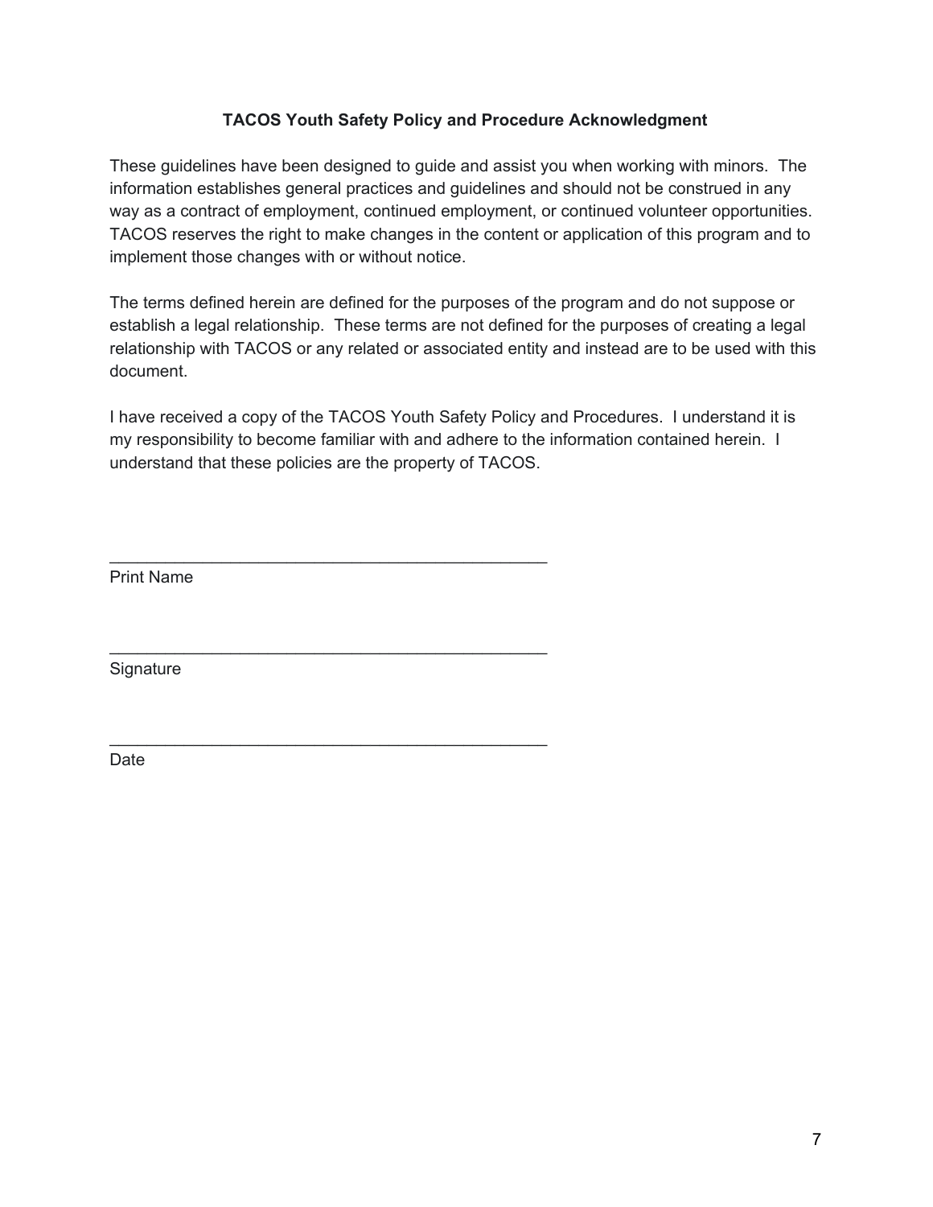**TACOS Youth Safety Policy and Procedure Acknowledgment**

These guidelines have been designed to guide and assist you when working with minors. The information establishes general practices and guidelines and should not be construed in any way as a contract of employment, continued employment, or continued volunteer opportunities. TACOS reserves the right to make changes in the content or application of this program and to implement those changes with or without notice.

The terms defined herein are defined for the purposes of the program and do not suppose or establish a legal relationship. These terms are not defined for the purposes of creating a legal relationship with TACOS or any related or associated entity and instead are to be used with this document.

I have received a copy of the TACOS Youth Safety Policy and Procedures. I understand it is my responsibility to become familiar with and adhere to the information contained herein. I understand that these policies are the property of TACOS.

\_\_\_\_\_\_\_\_\_\_\_\_\_\_\_\_\_\_\_\_\_\_\_\_\_\_\_\_\_\_\_\_\_\_\_\_\_\_\_\_\_\_\_\_\_\_\_\_
Print Name

\_\_\_\_\_\_\_\_\_\_\_\_\_\_\_\_\_\_\_\_\_\_\_\_\_\_\_\_\_\_\_\_\_\_\_\_\_\_\_\_\_\_\_\_\_\_\_\_
Signature

\_\_\_\_\_\_\_\_\_\_\_\_\_\_\_\_\_\_\_\_\_\_\_\_\_\_\_\_\_\_\_\_\_\_\_\_\_\_\_\_\_\_\_\_\_\_\_\_
Date